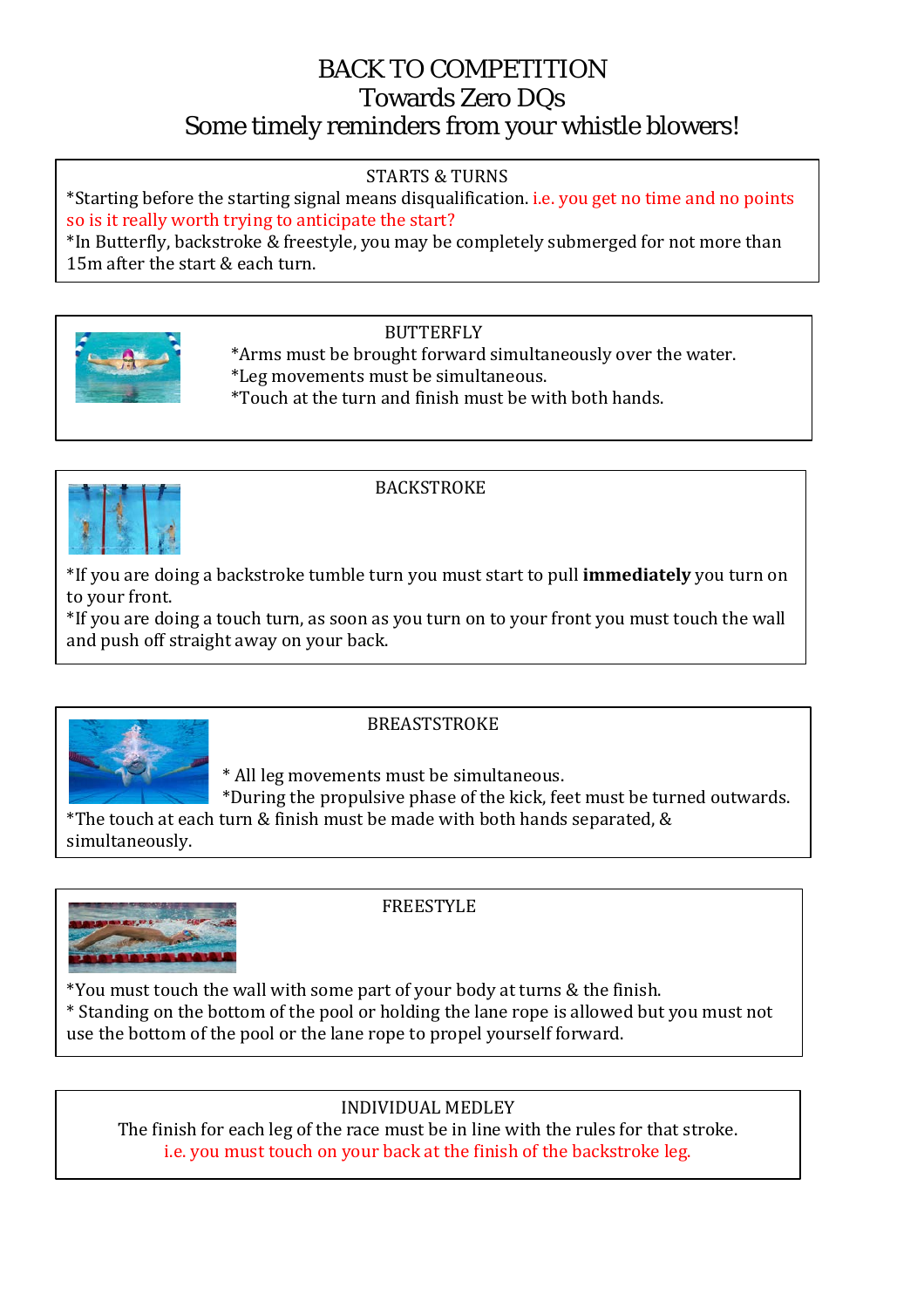# BACK TO COMPETITION
## Towards Zero DQs
## Some timely reminders from your whistle blowers!

### STARTS & TURNS

*Starting before the starting signal means disqualification. i.e. you get no time and no points so is it really worth trying to anticipate the start?

*In Butterfly, backstroke & freestyle, you may be completely submerged for not more than 15m after the start & each turn.

### BUTTERFLY

*Arms must be brought forward simultaneously over the water.

*Leg movements must be simultaneous.

*Touch at the turn and finish must be with both hands.

### BACKSTROKE

*If you are doing a backstroke tumble turn you must start to pull **immediately** you turn on to your front.

*If you are doing a touch turn, as soon as you turn on to your front you must touch the wall and push off straight away on your back.

### BREASTSTROKE

* All leg movements must be simultaneous.

*During the propulsive phase of the kick, feet must be turned outwards.

*The touch at each turn & finish must be made with both hands separated, & simultaneously.

### FREESTYLE

*You must touch the wall with some part of your body at turns & the finish.

* Standing on the bottom of the pool or holding the lane rope is allowed but you must not use the bottom of the pool or the lane rope to propel yourself forward.

### INDIVIDUAL MEDLEY

The finish for each leg of the race must be in line with the rules for that stroke.
i.e. you must touch on your back at the finish of the backstroke leg.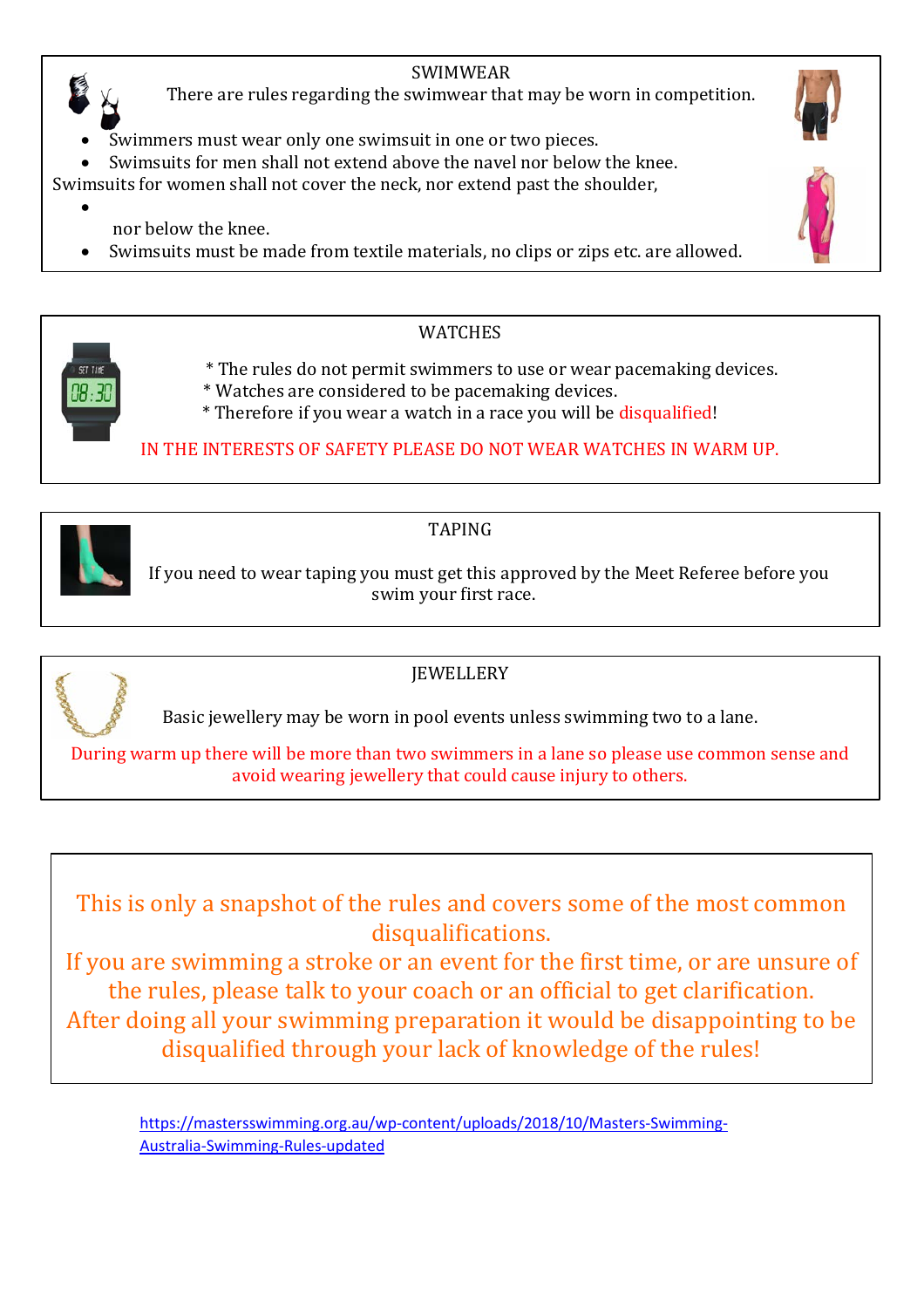## SWIMWEAR

There are rules regarding the swimwear that may be worn in competition.

- Swimmers must wear only one swimsuit in one or two pieces.
- Swimsuits for men shall not extend above the navel nor below the knee.

Swimsuits for women shall not cover the neck, nor extend past the shoulder,

- nor below the knee.
- Swimsuits must be made from textile materials, no clips or zips etc. are allowed.

## WATCHES

* The rules do not permit swimmers to use or wear pacemaking devices.
* Watches are considered to be pacemaking devices.
* Therefore if you wear a watch in a race you will be disqualified!

IN THE INTERESTS OF SAFETY PLEASE DO NOT WEAR WATCHES IN WARM UP.

## TAPING

If you need to wear taping you must get this approved by the Meet Referee before you swim your first race.

## JEWELLERY

Basic jewellery may be worn in pool events unless swimming two to a lane.

During warm up there will be more than two swimmers in a lane so please use common sense and avoid wearing jewellery that could cause injury to others.

---

This is only a snapshot of the rules and covers some of the most common disqualifications.
If you are swimming a stroke or an event for the first time, or are unsure of the rules, please talk to your coach or an official to get clarification.
After doing all your swimming preparation it would be disappointing to be disqualified through your lack of knowledge of the rules!

https://mastersswimming.org.au/wp-content/uploads/2018/10/Masters-Swimming-Australia-Swimming-Rules-updated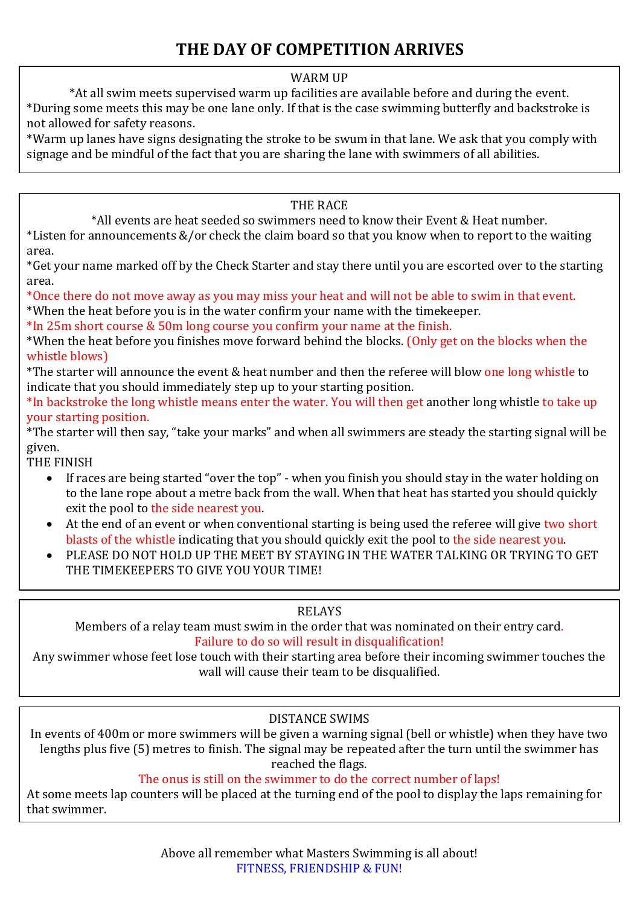# THE DAY OF COMPETITION ARRIVES

## WARM UP

*At all swim meets supervised warm up facilities are available before and during the event.

*During some meets this may be one lane only. If that is the case swimming butterfly and backstroke is not allowed for safety reasons.

*Warm up lanes have signs designating the stroke to be swum in that lane. We ask that you comply with signage and be mindful of the fact that you are sharing the lane with swimmers of all abilities.

## THE RACE

*All events are heat seeded so swimmers need to know their Event & Heat number.

*Listen for announcements &/or check the claim board so that you know when to report to the waiting area.

*Get your name marked off by the Check Starter and stay there until you are escorted over to the starting area.

*Once there do not move away as you may miss your heat and will not be able to swim in that event.

*When the heat before you is in the water confirm your name with the timekeeper.

*In 25m short course & 50m long course you confirm your name at the finish.

*When the heat before you finishes move forward behind the blocks. (Only get on the blocks when the whistle blows)

*The starter will announce the event & heat number and then the referee will blow one long whistle to indicate that you should immediately step up to your starting position.

*In backstroke the long whistle means enter the water. You will then get another long whistle to take up your starting position.

*The starter will then say, "take your marks" and when all swimmers are steady the starting signal will be given.

THE FINISH

- If races are being started "over the top" - when you finish you should stay in the water holding on to the lane rope about a metre back from the wall. When that heat has started you should quickly exit the pool to the side nearest you.
- At the end of an event or when conventional starting is being used the referee will give two short blasts of the whistle indicating that you should quickly exit the pool to the side nearest you.
- PLEASE DO NOT HOLD UP THE MEET BY STAYING IN THE WATER TALKING OR TRYING TO GET THE TIMEKEEPERS TO GIVE YOU YOUR TIME!

## RELAYS

Members of a relay team must swim in the order that was nominated on their entry card.

Failure to do so will result in disqualification!

Any swimmer whose feet lose touch with their starting area before their incoming swimmer touches the wall will cause their team to be disqualified.

## DISTANCE SWIMS

In events of 400m or more swimmers will be given a warning signal (bell or whistle) when they have two lengths plus five (5) metres to finish. The signal may be repeated after the turn until the swimmer has reached the flags.

The onus is still on the swimmer to do the correct number of laps!

At some meets lap counters will be placed at the turning end of the pool to display the laps remaining for that swimmer.

Above all remember what Masters Swimming is all about!

FITNESS, FRIENDSHIP & FUN!